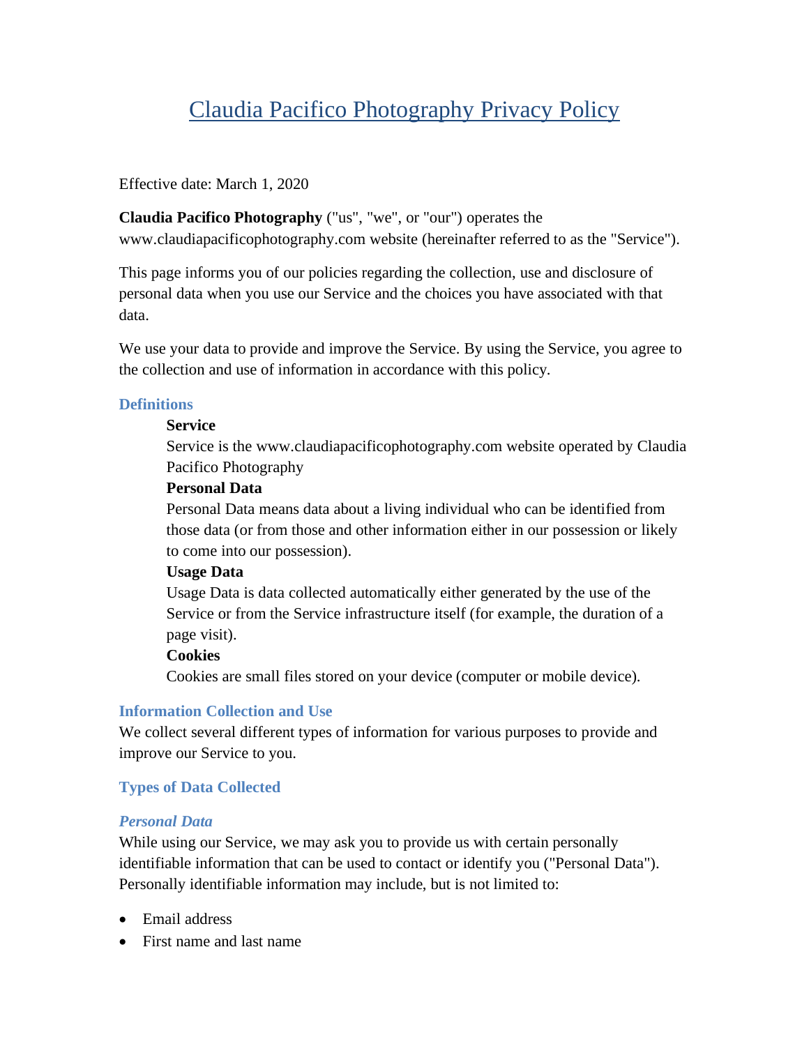# Claudia Pacifico Photography Privacy Policy

Effective date: March 1, 2020

**Claudia Pacifico Photography** ("us", "we", or "our") operates the www.claudiapacificophotography.com website (hereinafter referred to as the "Service").

This page informs you of our policies regarding the collection, use and disclosure of personal data when you use our Service and the choices you have associated with that data.

We use your data to provide and improve the Service. By using the Service, you agree to the collection and use of information in accordance with this policy.

## Definitions

**Service**
Service is the www.claudiapacificophotography.com website operated by Claudia Pacifico Photography

**Personal Data**
Personal Data means data about a living individual who can be identified from those data (or from those and other information either in our possession or likely to come into our possession).

**Usage Data**
Usage Data is data collected automatically either generated by the use of the Service or from the Service infrastructure itself (for example, the duration of a page visit).

**Cookies**
Cookies are small files stored on your device (computer or mobile device).

## Information Collection and Use

We collect several different types of information for various purposes to provide and improve our Service to you.

## Types of Data Collected

### *Personal Data*

While using our Service, we may ask you to provide us with certain personally identifiable information that can be used to contact or identify you ("Personal Data"). Personally identifiable information may include, but is not limited to:

- Email address
- First name and last name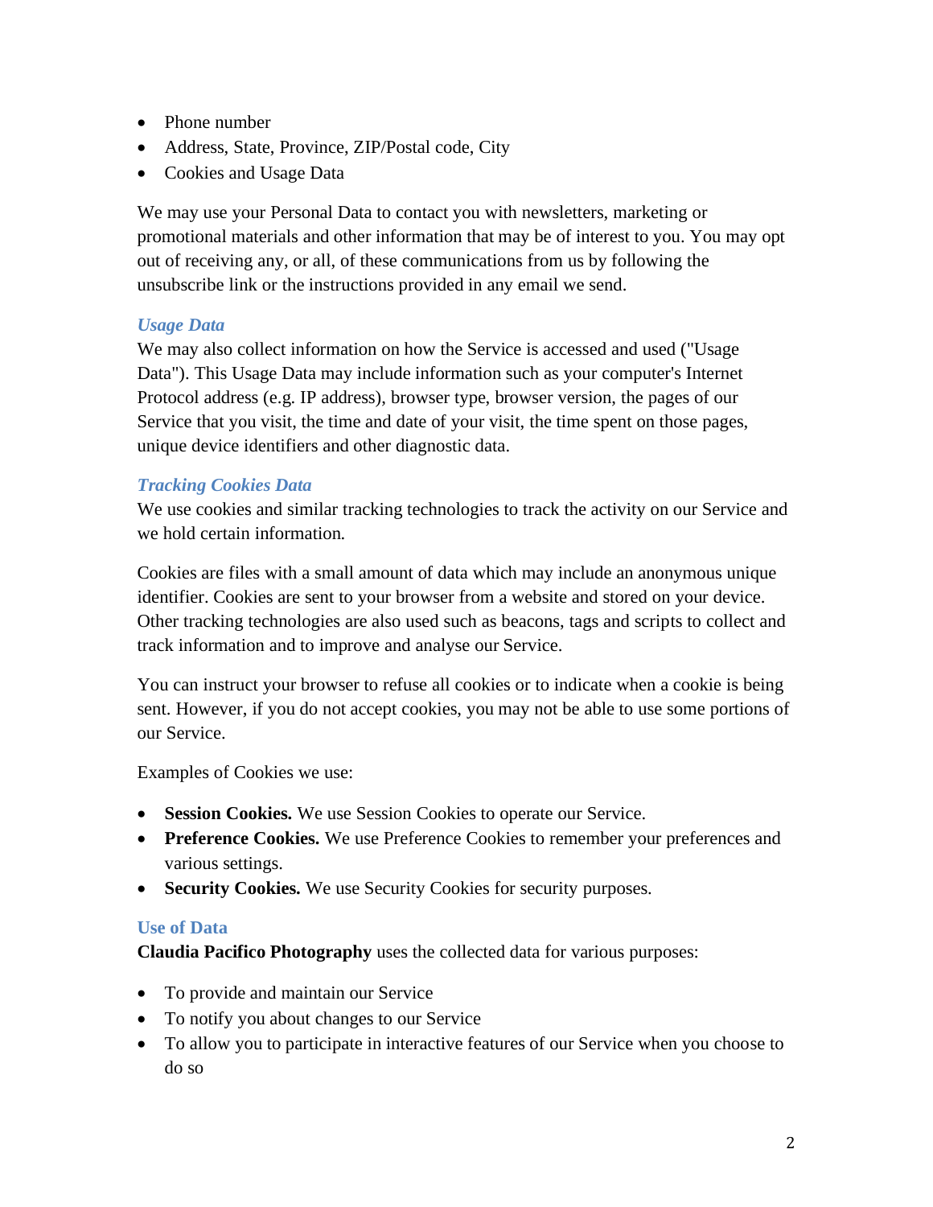- Phone number
- Address, State, Province, ZIP/Postal code, City
- Cookies and Usage Data

We may use your Personal Data to contact you with newsletters, marketing or promotional materials and other information that may be of interest to you. You may opt out of receiving any, or all, of these communications from us by following the unsubscribe link or the instructions provided in any email we send.

### *Usage Data*

We may also collect information on how the Service is accessed and used ("Usage Data"). This Usage Data may include information such as your computer's Internet Protocol address (e.g. IP address), browser type, browser version, the pages of our Service that you visit, the time and date of your visit, the time spent on those pages, unique device identifiers and other diagnostic data.

### *Tracking Cookies Data*

We use cookies and similar tracking technologies to track the activity on our Service and we hold certain information.

Cookies are files with a small amount of data which may include an anonymous unique identifier. Cookies are sent to your browser from a website and stored on your device. Other tracking technologies are also used such as beacons, tags and scripts to collect and track information and to improve and analyse our Service.

You can instruct your browser to refuse all cookies or to indicate when a cookie is being sent. However, if you do not accept cookies, you may not be able to use some portions of our Service.

Examples of Cookies we use:

- **Session Cookies.** We use Session Cookies to operate our Service.
- **Preference Cookies.** We use Preference Cookies to remember your preferences and various settings.
- **Security Cookies.** We use Security Cookies for security purposes.

## Use of Data

**Claudia Pacifico Photography** uses the collected data for various purposes:

- To provide and maintain our Service
- To notify you about changes to our Service
- To allow you to participate in interactive features of our Service when you choose to do so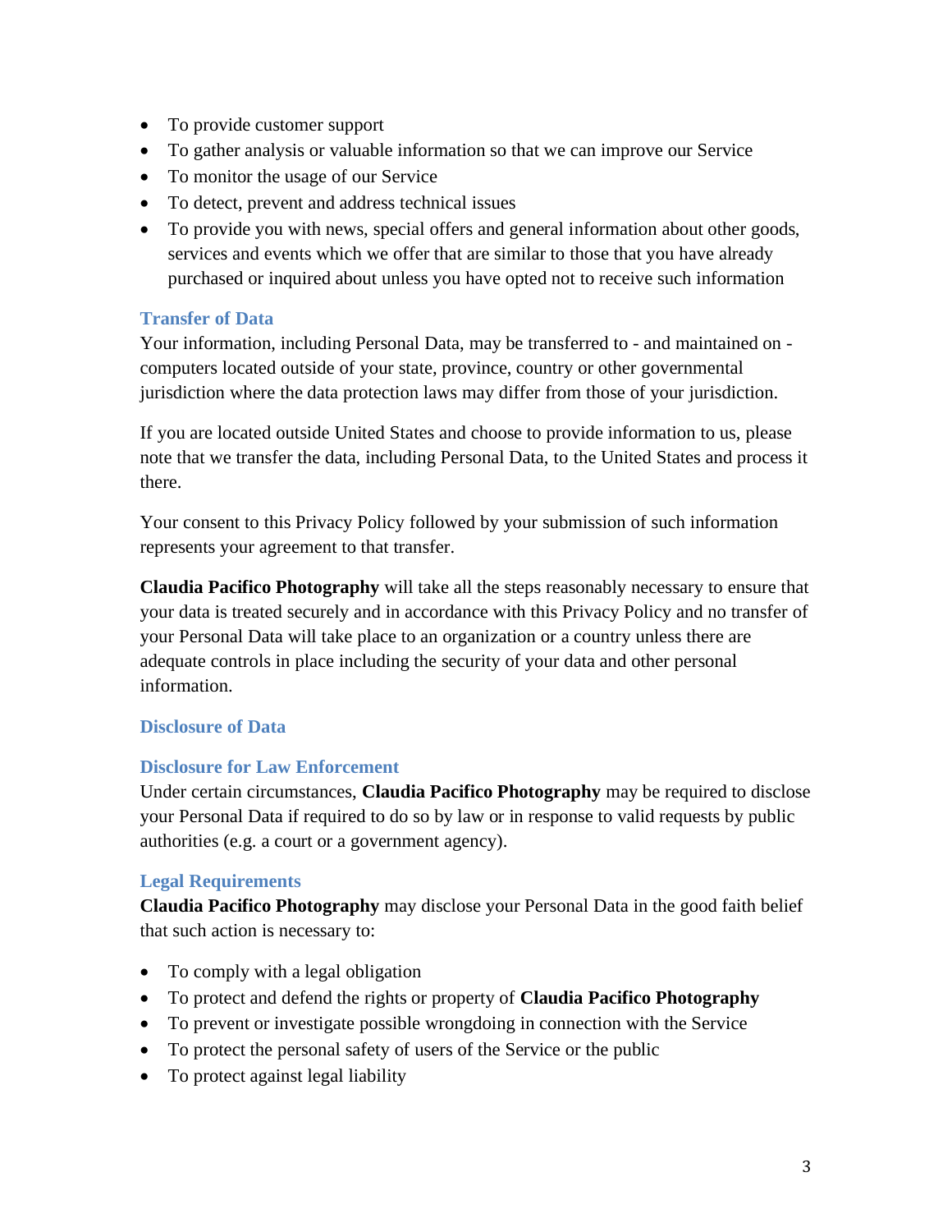- To provide customer support
- To gather analysis or valuable information so that we can improve our Service
- To monitor the usage of our Service
- To detect, prevent and address technical issues
- To provide you with news, special offers and general information about other goods, services and events which we offer that are similar to those that you have already purchased or inquired about unless you have opted not to receive such information

### Transfer of Data

Your information, including Personal Data, may be transferred to - and maintained on - computers located outside of your state, province, country or other governmental jurisdiction where the data protection laws may differ from those of your jurisdiction.

If you are located outside United States and choose to provide information to us, please note that we transfer the data, including Personal Data, to the United States and process it there.

Your consent to this Privacy Policy followed by your submission of such information represents your agreement to that transfer.

**Claudia Pacifico Photography** will take all the steps reasonably necessary to ensure that your data is treated securely and in accordance with this Privacy Policy and no transfer of your Personal Data will take place to an organization or a country unless there are adequate controls in place including the security of your data and other personal information.

### Disclosure of Data

### Disclosure for Law Enforcement

Under certain circumstances, **Claudia Pacifico Photography** may be required to disclose your Personal Data if required to do so by law or in response to valid requests by public authorities (e.g. a court or a government agency).

### Legal Requirements

**Claudia Pacifico Photography** may disclose your Personal Data in the good faith belief that such action is necessary to:

- To comply with a legal obligation
- To protect and defend the rights or property of **Claudia Pacifico Photography**
- To prevent or investigate possible wrongdoing in connection with the Service
- To protect the personal safety of users of the Service or the public
- To protect against legal liability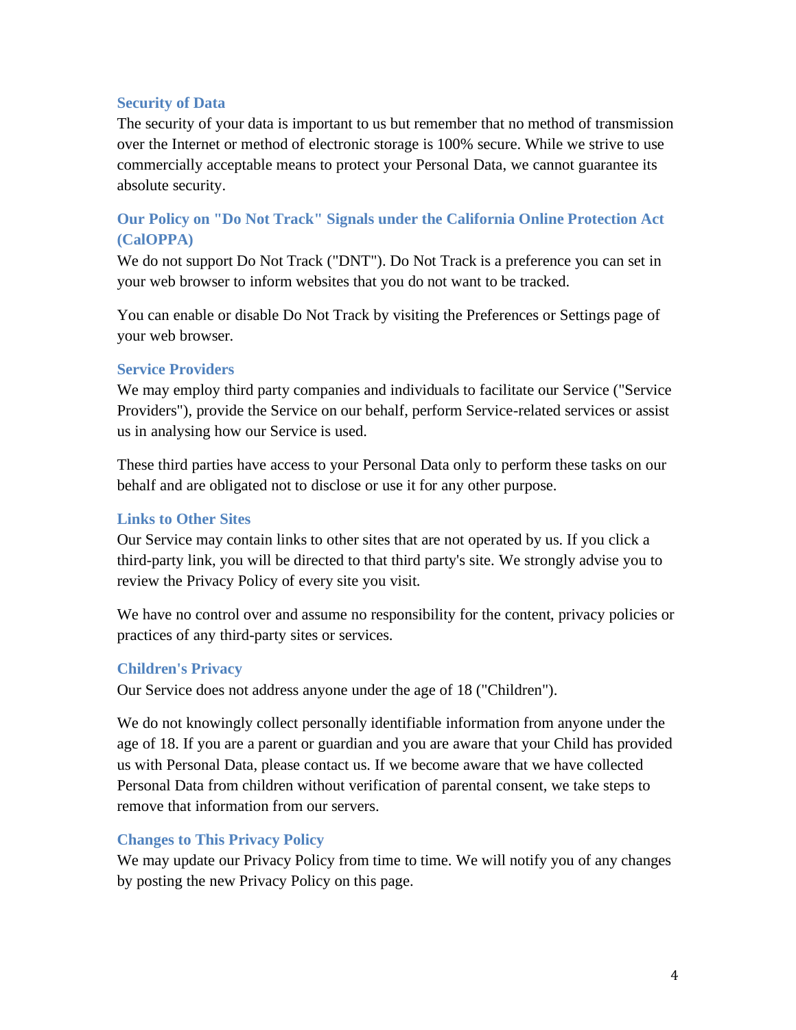### Security of Data

The security of your data is important to us but remember that no method of transmission over the Internet or method of electronic storage is 100% secure. While we strive to use commercially acceptable means to protect your Personal Data, we cannot guarantee its absolute security.

### Our Policy on "Do Not Track" Signals under the California Online Protection Act (CalOPPA)

We do not support Do Not Track ("DNT"). Do Not Track is a preference you can set in your web browser to inform websites that you do not want to be tracked.

You can enable or disable Do Not Track by visiting the Preferences or Settings page of your web browser.

### Service Providers

We may employ third party companies and individuals to facilitate our Service ("Service Providers"), provide the Service on our behalf, perform Service-related services or assist us in analysing how our Service is used.

These third parties have access to your Personal Data only to perform these tasks on our behalf and are obligated not to disclose or use it for any other purpose.

### Links to Other Sites

Our Service may contain links to other sites that are not operated by us. If you click a third-party link, you will be directed to that third party's site. We strongly advise you to review the Privacy Policy of every site you visit.

We have no control over and assume no responsibility for the content, privacy policies or practices of any third-party sites or services.

### Children's Privacy

Our Service does not address anyone under the age of 18 ("Children").

We do not knowingly collect personally identifiable information from anyone under the age of 18. If you are a parent or guardian and you are aware that your Child has provided us with Personal Data, please contact us. If we become aware that we have collected Personal Data from children without verification of parental consent, we take steps to remove that information from our servers.

### Changes to This Privacy Policy

We may update our Privacy Policy from time to time. We will notify you of any changes by posting the new Privacy Policy on this page.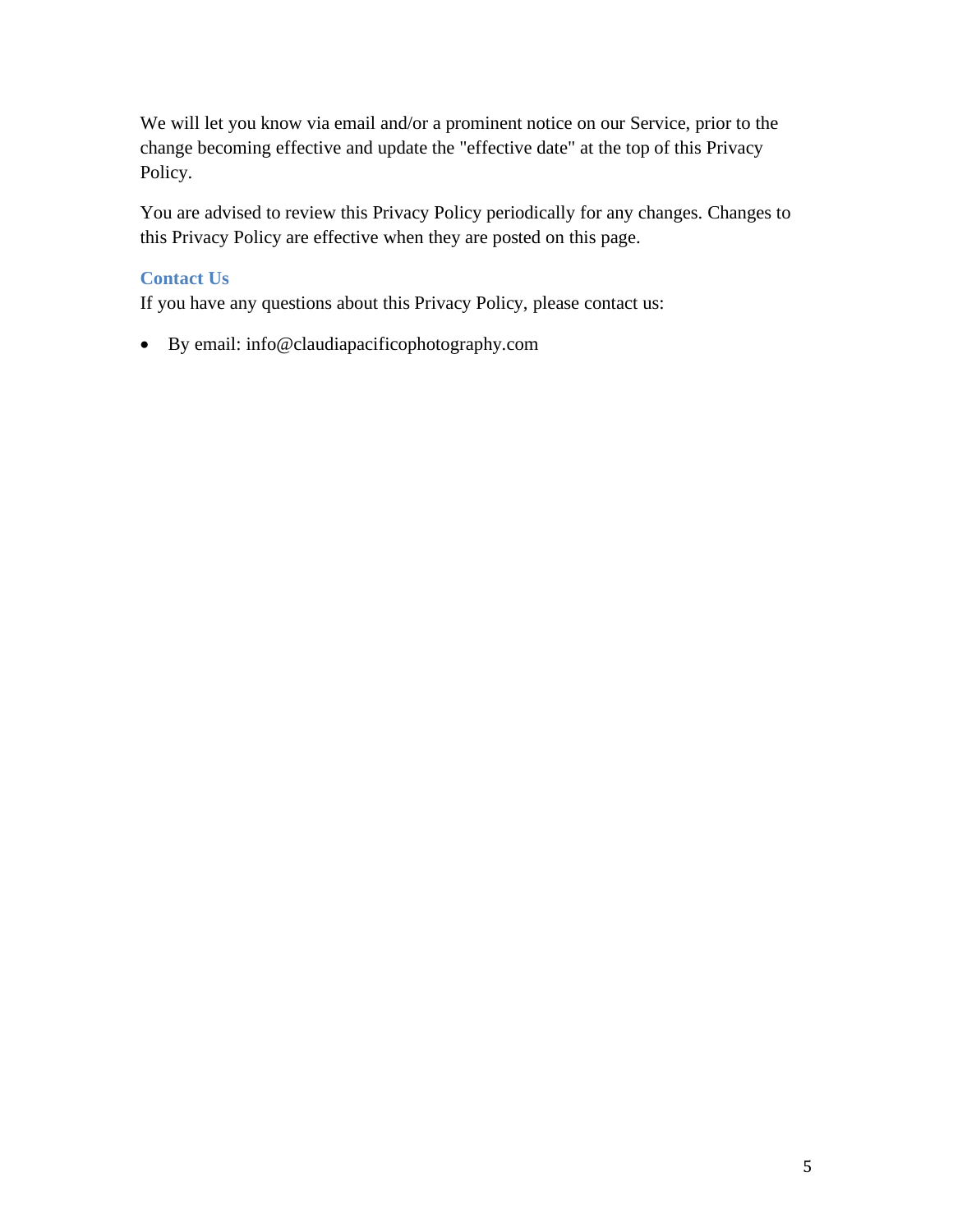We will let you know via email and/or a prominent notice on our Service, prior to the change becoming effective and update the "effective date" at the top of this Privacy Policy.

You are advised to review this Privacy Policy periodically for any changes. Changes to this Privacy Policy are effective when they are posted on this page.

### Contact Us

If you have any questions about this Privacy Policy, please contact us:

- By email: info@claudiapacificophotography.com